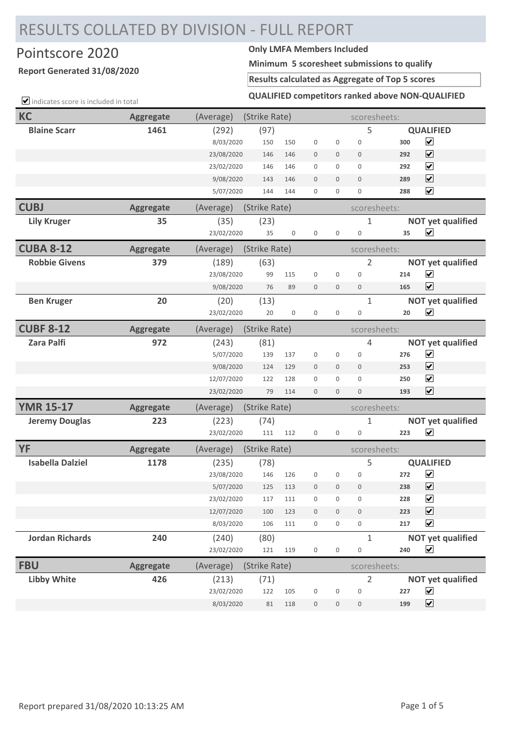# RESULTS COLLATED BY DIVISION - FULL REPORT

## Pointscore 2020

**Report Generated 31/08/2020**

**Only LMFA Members Included**

**Minimum 5 scoresheet submissions to qualify**

**Results calculated as Aggregate of Top 5 scores**

**QUALIFIED competitors ranked above NON-QUALIFIED**

☑ indicates score is included in total

| **KC** | **Aggregate** | (Average) | (Strike Rate) | | | | | scoresheets: | |
|---|---|---|---|---|---|---|---|---|---|
| **Blaine Scarr** | **1461** | (292) | (97) | | | | | 5 | **QUALIFIED** |
| | | 8/03/2020 | 150 | 150 | 0 | 0 | 0 | **300** | ☑ |
| | | 23/08/2020 | 146 | 146 | 0 | 0 | 0 | **292** | ☑ |
| | | 23/02/2020 | 146 | 146 | 0 | 0 | 0 | **292** | ☑ |
| | | 9/08/2020 | 143 | 146 | 0 | 0 | 0 | **289** | ☑ |
| | | 5/07/2020 | 144 | 144 | 0 | 0 | 0 | **288** | ☑ |
| **CUBJ** | **Aggregate** | (Average) | (Strike Rate) | | | | | scoresheets: | |
| **Lily Kruger** | **35** | (35) | (23) | | | | | 1 | **NOT yet qualified** |
| | | 23/02/2020 | 35 | 0 | 0 | 0 | 0 | **35** | ☑ |
| **CUBA 8-12** | **Aggregate** | (Average) | (Strike Rate) | | | | | scoresheets: | |
| **Robbie Givens** | **379** | (189) | (63) | | | | | 2 | **NOT yet qualified** |
| | | 23/08/2020 | 99 | 115 | 0 | 0 | 0 | **214** | ☑ |
| | | 9/08/2020 | 76 | 89 | 0 | 0 | 0 | **165** | ☑ |
| **Ben Kruger** | **20** | (20) | (13) | | | | | 1 | **NOT yet qualified** |
| | | 23/02/2020 | 20 | 0 | 0 | 0 | 0 | **20** | ☑ |
| **CUBF 8-12** | **Aggregate** | (Average) | (Strike Rate) | | | | | scoresheets: | |
| **Zara Palfi** | **972** | (243) | (81) | | | | | 4 | **NOT yet qualified** |
| | | 5/07/2020 | 139 | 137 | 0 | 0 | 0 | **276** | ☑ |
| | | 9/08/2020 | 124 | 129 | 0 | 0 | 0 | **253** | ☑ |
| | | 12/07/2020 | 122 | 128 | 0 | 0 | 0 | **250** | ☑ |
| | | 23/02/2020 | 79 | 114 | 0 | 0 | 0 | **193** | ☑ |
| **YMR 15-17** | **Aggregate** | (Average) | (Strike Rate) | | | | | scoresheets: | |
| **Jeremy Douglas** | **223** | (223) | (74) | | | | | 1 | **NOT yet qualified** |
| | | 23/02/2020 | 111 | 112 | 0 | 0 | 0 | **223** | ☑ |
| **YF** | **Aggregate** | (Average) | (Strike Rate) | | | | | scoresheets: | |
| **Isabella Dalziel** | **1178** | (235) | (78) | | | | | 5 | **QUALIFIED** |
| | | 23/08/2020 | 146 | 126 | 0 | 0 | 0 | **272** | ☑ |
| | | 5/07/2020 | 125 | 113 | 0 | 0 | 0 | **238** | ☑ |
| | | 23/02/2020 | 117 | 111 | 0 | 0 | 0 | **228** | ☑ |
| | | 12/07/2020 | 100 | 123 | 0 | 0 | 0 | **223** | ☑ |
| | | 8/03/2020 | 106 | 111 | 0 | 0 | 0 | **217** | ☑ |
| **Jordan Richards** | **240** | (240) | (80) | | | | | 1 | **NOT yet qualified** |
| | | 23/02/2020 | 121 | 119 | 0 | 0 | 0 | **240** | ☑ |
| **FBU** | **Aggregate** | (Average) | (Strike Rate) | | | | | scoresheets: | |
| **Libby White** | **426** | (213) | (71) | | | | | 2 | **NOT yet qualified** |
| | | 23/02/2020 | 122 | 105 | 0 | 0 | 0 | **227** | ☑ |
| | | 8/03/2020 | 81 | 118 | 0 | 0 | 0 | **199** | ☑ |

Report prepared 31/08/2020 10:13:25 AM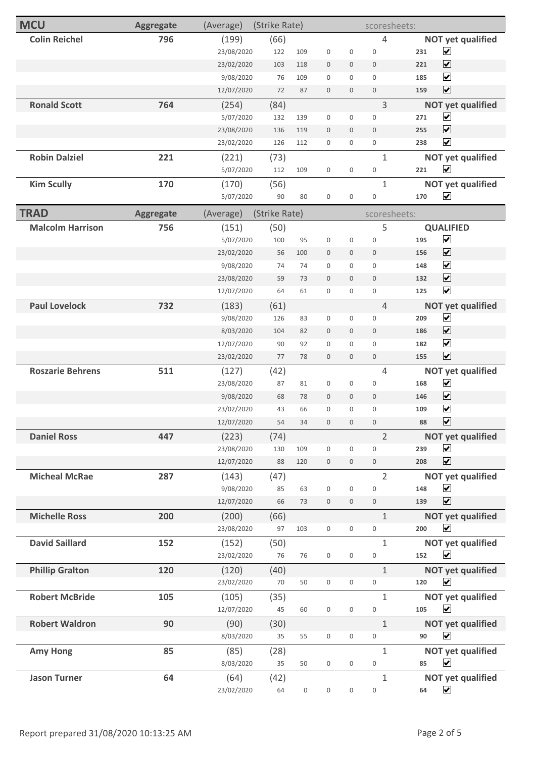| MCU | Aggregate | (Average) | (Strike Rate) | | | | | scoresheets: | | |
|---|---|---|---|---|---|---|---|---|---|---|
| **Colin Reichel** | **796** | (199) | (66) | | | | | 4 | | **NOT yet qualified** |
| | | 23/08/2020 | 122 | 109 | 0 | 0 | 0 | | 231 | ☑ |
| | | 23/02/2020 | 103 | 118 | 0 | 0 | 0 | | 221 | ☑ |
| | | 9/08/2020 | 76 | 109 | 0 | 0 | 0 | | 185 | ☑ |
| | | 12/07/2020 | 72 | 87 | 0 | 0 | 0 | | 159 | ☑ |
| **Ronald Scott** | **764** | (254) | (84) | | | | | 3 | | **NOT yet qualified** |
| | | 5/07/2020 | 132 | 139 | 0 | 0 | 0 | | 271 | ☑ |
| | | 23/08/2020 | 136 | 119 | 0 | 0 | 0 | | 255 | ☑ |
| | | 23/02/2020 | 126 | 112 | 0 | 0 | 0 | | 238 | ☑ |
| **Robin Dalziel** | **221** | (221) | (73) | | | | | 1 | | **NOT yet qualified** |
| | | 5/07/2020 | 112 | 109 | 0 | 0 | 0 | | 221 | ☑ |
| **Kim Scully** | **170** | (170) | (56) | | | | | 1 | | **NOT yet qualified** |
| | | 5/07/2020 | 90 | 80 | 0 | 0 | 0 | | 170 | ☑ |

| TRAD | Aggregate | (Average) | (Strike Rate) | | | | | scoresheets: | | |
|---|---|---|---|---|---|---|---|---|---|---|
| **Malcolm Harrison** | **756** | (151) | (50) | | | | | 5 | | **QUALIFIED** |
| | | 5/07/2020 | 100 | 95 | 0 | 0 | 0 | | 195 | ☑ |
| | | 23/02/2020 | 56 | 100 | 0 | 0 | 0 | | 156 | ☑ |
| | | 9/08/2020 | 74 | 74 | 0 | 0 | 0 | | 148 | ☑ |
| | | 23/08/2020 | 59 | 73 | 0 | 0 | 0 | | 132 | ☑ |
| | | 12/07/2020 | 64 | 61 | 0 | 0 | 0 | | 125 | ☑ |
| **Paul Lovelock** | **732** | (183) | (61) | | | | | 4 | | **NOT yet qualified** |
| | | 9/08/2020 | 126 | 83 | 0 | 0 | 0 | | 209 | ☑ |
| | | 8/03/2020 | 104 | 82 | 0 | 0 | 0 | | 186 | ☑ |
| | | 12/07/2020 | 90 | 92 | 0 | 0 | 0 | | 182 | ☑ |
| | | 23/02/2020 | 77 | 78 | 0 | 0 | 0 | | 155 | ☑ |
| **Roszarie Behrens** | **511** | (127) | (42) | | | | | 4 | | **NOT yet qualified** |
| | | 23/08/2020 | 87 | 81 | 0 | 0 | 0 | | 168 | ☑ |
| | | 9/08/2020 | 68 | 78 | 0 | 0 | 0 | | 146 | ☑ |
| | | 23/02/2020 | 43 | 66 | 0 | 0 | 0 | | 109 | ☑ |
| | | 12/07/2020 | 54 | 34 | 0 | 0 | 0 | | 88 | ☑ |
| **Daniel Ross** | **447** | (223) | (74) | | | | | 2 | | **NOT yet qualified** |
| | | 23/08/2020 | 130 | 109 | 0 | 0 | 0 | | 239 | ☑ |
| | | 12/07/2020 | 88 | 120 | 0 | 0 | 0 | | 208 | ☑ |
| **Micheal McRae** | **287** | (143) | (47) | | | | | 2 | | **NOT yet qualified** |
| | | 9/08/2020 | 85 | 63 | 0 | 0 | 0 | | 148 | ☑ |
| | | 12/07/2020 | 66 | 73 | 0 | 0 | 0 | | 139 | ☑ |
| **Michelle Ross** | **200** | (200) | (66) | | | | | 1 | | **NOT yet qualified** |
| | | 23/08/2020 | 97 | 103 | 0 | 0 | 0 | | 200 | ☑ |
| **David Saillard** | **152** | (152) | (50) | | | | | 1 | | **NOT yet qualified** |
| | | 23/02/2020 | 76 | 76 | 0 | 0 | 0 | | 152 | ☑ |
| **Phillip Gralton** | **120** | (120) | (40) | | | | | 1 | | **NOT yet qualified** |
| | | 23/02/2020 | 70 | 50 | 0 | 0 | 0 | | 120 | ☑ |
| **Robert McBride** | **105** | (105) | (35) | | | | | 1 | | **NOT yet qualified** |
| | | 12/07/2020 | 45 | 60 | 0 | 0 | 0 | | 105 | ☑ |
| **Robert Waldron** | **90** | (90) | (30) | | | | | 1 | | **NOT yet qualified** |
| | | 8/03/2020 | 35 | 55 | 0 | 0 | 0 | | 90 | ☑ |
| **Amy Hong** | **85** | (85) | (28) | | | | | 1 | | **NOT yet qualified** |
| | | 8/03/2020 | 35 | 50 | 0 | 0 | 0 | | 85 | ☑ |
| **Jason Turner** | **64** | (64) | (42) | | | | | 1 | | **NOT yet qualified** |
| | | 23/02/2020 | 64 | 0 | 0 | 0 | 0 | | 64 | ☑ |

Report prepared 31/08/2020 10:13:25 AM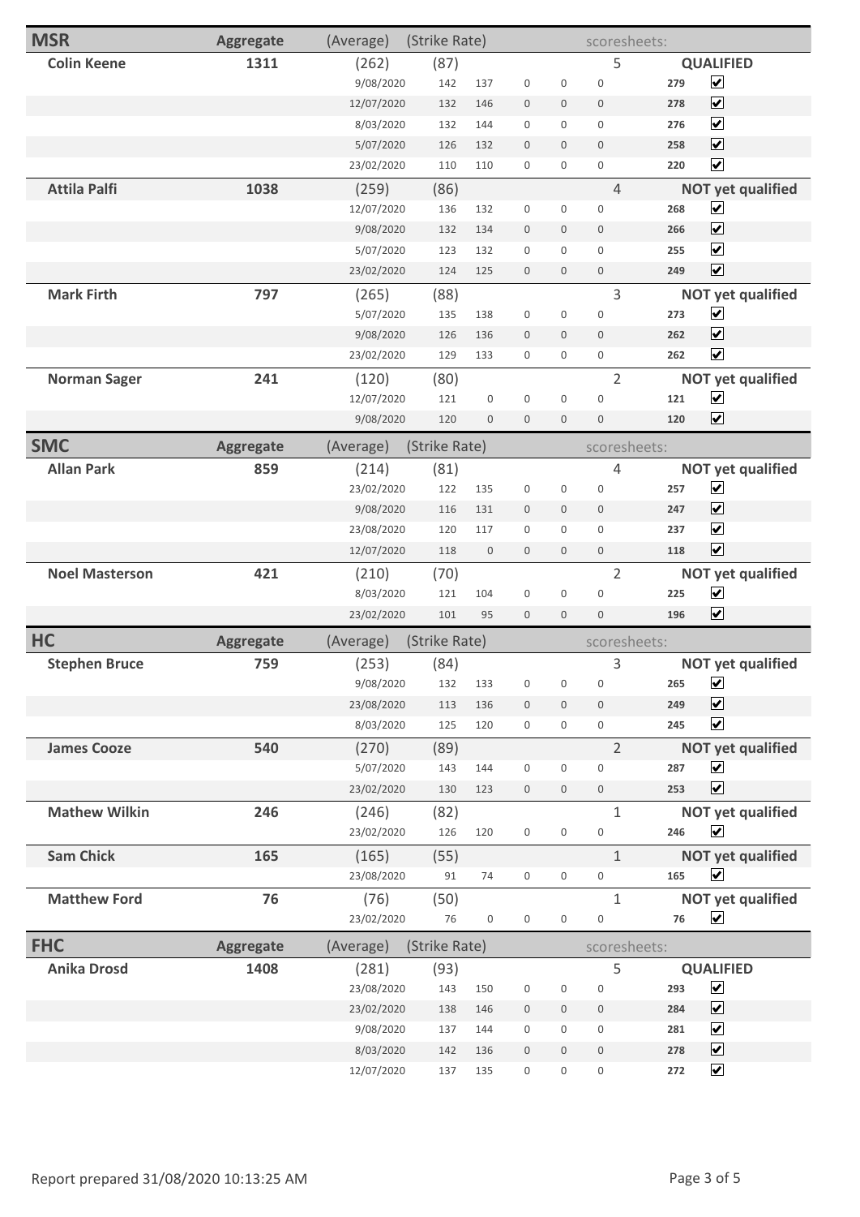| MSR | Aggregate | (Average) | (Strike Rate) | | | | | scoresheets: | | |
|---|---|---|---|---|---|---|---|---|---|---|
| **Colin Keene** | **1311** | (262) | (87) | | | | | 5 | | **QUALIFIED** |
| | | 9/08/2020 | 142 | 137 | 0 | 0 | 0 | | 279 | ☑ |
| | | 12/07/2020 | 132 | 146 | 0 | 0 | 0 | | 278 | ☑ |
| | | 8/03/2020 | 132 | 144 | 0 | 0 | 0 | | 276 | ☑ |
| | | 5/07/2020 | 126 | 132 | 0 | 0 | 0 | | 258 | ☑ |
| | | 23/02/2020 | 110 | 110 | 0 | 0 | 0 | | 220 | ☑ |
| **Attila Palfi** | **1038** | (259) | (86) | | | | | 4 | | **NOT yet qualified** |
| | | 12/07/2020 | 136 | 132 | 0 | 0 | 0 | | 268 | ☑ |
| | | 9/08/2020 | 132 | 134 | 0 | 0 | 0 | | 266 | ☑ |
| | | 5/07/2020 | 123 | 132 | 0 | 0 | 0 | | 255 | ☑ |
| | | 23/02/2020 | 124 | 125 | 0 | 0 | 0 | | 249 | ☑ |
| **Mark Firth** | **797** | (265) | (88) | | | | | 3 | | **NOT yet qualified** |
| | | 5/07/2020 | 135 | 138 | 0 | 0 | 0 | | 273 | ☑ |
| | | 9/08/2020 | 126 | 136 | 0 | 0 | 0 | | 262 | ☑ |
| | | 23/02/2020 | 129 | 133 | 0 | 0 | 0 | | 262 | ☑ |
| **Norman Sager** | **241** | (120) | (80) | | | | | 2 | | **NOT yet qualified** |
| | | 12/07/2020 | 121 | 0 | 0 | 0 | 0 | | 121 | ☑ |
| | | 9/08/2020 | 120 | 0 | 0 | 0 | 0 | | 120 | ☑ |

| SMC | Aggregate | (Average) | (Strike Rate) | | | | | scoresheets: | | |
|---|---|---|---|---|---|---|---|---|---|---|
| **Allan Park** | **859** | (214) | (81) | | | | | 4 | | **NOT yet qualified** |
| | | 23/02/2020 | 122 | 135 | 0 | 0 | 0 | | 257 | ☑ |
| | | 9/08/2020 | 116 | 131 | 0 | 0 | 0 | | 247 | ☑ |
| | | 23/08/2020 | 120 | 117 | 0 | 0 | 0 | | 237 | ☑ |
| | | 12/07/2020 | 118 | 0 | 0 | 0 | 0 | | 118 | ☑ |
| **Noel Masterson** | **421** | (210) | (70) | | | | | 2 | | **NOT yet qualified** |
| | | 8/03/2020 | 121 | 104 | 0 | 0 | 0 | | 225 | ☑ |
| | | 23/02/2020 | 101 | 95 | 0 | 0 | 0 | | 196 | ☑ |

| HC | Aggregate | (Average) | (Strike Rate) | | | | | scoresheets: | | |
|---|---|---|---|---|---|---|---|---|---|---|
| **Stephen Bruce** | **759** | (253) | (84) | | | | | 3 | | **NOT yet qualified** |
| | | 9/08/2020 | 132 | 133 | 0 | 0 | 0 | | 265 | ☑ |
| | | 23/08/2020 | 113 | 136 | 0 | 0 | 0 | | 249 | ☑ |
| | | 8/03/2020 | 125 | 120 | 0 | 0 | 0 | | 245 | ☑ |
| **James Cooze** | **540** | (270) | (89) | | | | | 2 | | **NOT yet qualified** |
| | | 5/07/2020 | 143 | 144 | 0 | 0 | 0 | | 287 | ☑ |
| | | 23/02/2020 | 130 | 123 | 0 | 0 | 0 | | 253 | ☑ |
| **Mathew Wilkin** | **246** | (246) | (82) | | | | | 1 | | **NOT yet qualified** |
| | | 23/02/2020 | 126 | 120 | 0 | 0 | 0 | | 246 | ☑ |
| **Sam Chick** | **165** | (165) | (55) | | | | | 1 | | **NOT yet qualified** |
| | | 23/08/2020 | 91 | 74 | 0 | 0 | 0 | | 165 | ☑ |
| **Matthew Ford** | **76** | (76) | (50) | | | | | 1 | | **NOT yet qualified** |
| | | 23/02/2020 | 76 | 0 | 0 | 0 | 0 | | 76 | ☑ |

| FHC | Aggregate | (Average) | (Strike Rate) | | | | | scoresheets: | | |
|---|---|---|---|---|---|---|---|---|---|---|
| **Anika Drosd** | **1408** | (281) | (93) | | | | | 5 | | **QUALIFIED** |
| | | 23/08/2020 | 143 | 150 | 0 | 0 | 0 | | 293 | ☑ |
| | | 23/02/2020 | 138 | 146 | 0 | 0 | 0 | | 284 | ☑ |
| | | 9/08/2020 | 137 | 144 | 0 | 0 | 0 | | 281 | ☑ |
| | | 8/03/2020 | 142 | 136 | 0 | 0 | 0 | | 278 | ☑ |
| | | 12/07/2020 | 137 | 135 | 0 | 0 | 0 | | 272 | ☑ |

Report prepared 31/08/2020 10:13:25 AM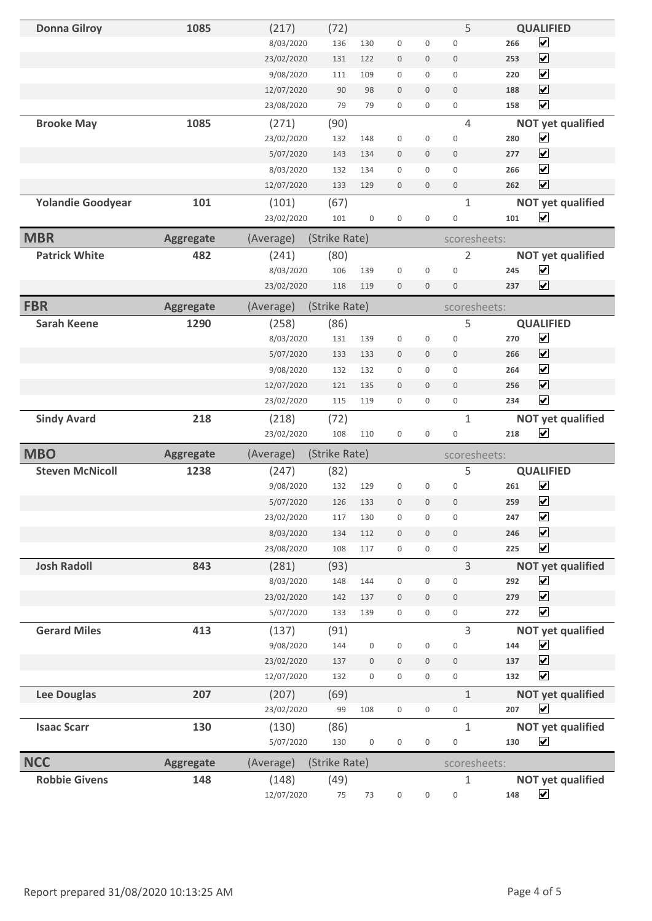| Name | Aggregate | (Average) | (Strike Rate) | | | | | scoresheets: | Total | Status |
|---|---|---|---|---|---|---|---|---|---|---|
| **Donna Gilroy** | **1085** | (217) | (72) | | | | | 5 | | **QUALIFIED** |
| | | 8/03/2020 | 136 | 130 | 0 | 0 | 0 | | **266** | ☑ |
| | | 23/02/2020 | 131 | 122 | 0 | 0 | 0 | | **253** | ☑ |
| | | 9/08/2020 | 111 | 109 | 0 | 0 | 0 | | **220** | ☑ |
| | | 12/07/2020 | 90 | 98 | 0 | 0 | 0 | | **188** | ☑ |
| | | 23/08/2020 | 79 | 79 | 0 | 0 | 0 | | **158** | ☑ |
| **Brooke May** | **1085** | (271) | (90) | | | | | 4 | | **NOT yet qualified** |
| | | 23/02/2020 | 132 | 148 | 0 | 0 | 0 | | **280** | ☑ |
| | | 5/07/2020 | 143 | 134 | 0 | 0 | 0 | | **277** | ☑ |
| | | 8/03/2020 | 132 | 134 | 0 | 0 | 0 | | **266** | ☑ |
| | | 12/07/2020 | 133 | 129 | 0 | 0 | 0 | | **262** | ☑ |
| **Yolandie Goodyear** | **101** | (101) | (67) | | | | | 1 | | **NOT yet qualified** |
| | | 23/02/2020 | 101 | 0 | 0 | 0 | 0 | | **101** | ☑ |
| **MBR** | **Aggregate** | (Average) | (Strike Rate) | | | | | scoresheets: | | |
| **Patrick White** | **482** | (241) | (80) | | | | | 2 | | **NOT yet qualified** |
| | | 8/03/2020 | 106 | 139 | 0 | 0 | 0 | | **245** | ☑ |
| | | 23/02/2020 | 118 | 119 | 0 | 0 | 0 | | **237** | ☑ |
| **FBR** | **Aggregate** | (Average) | (Strike Rate) | | | | | scoresheets: | | |
| **Sarah Keene** | **1290** | (258) | (86) | | | | | 5 | | **QUALIFIED** |
| | | 8/03/2020 | 131 | 139 | 0 | 0 | 0 | | **270** | ☑ |
| | | 5/07/2020 | 133 | 133 | 0 | 0 | 0 | | **266** | ☑ |
| | | 9/08/2020 | 132 | 132 | 0 | 0 | 0 | | **264** | ☑ |
| | | 12/07/2020 | 121 | 135 | 0 | 0 | 0 | | **256** | ☑ |
| | | 23/02/2020 | 115 | 119 | 0 | 0 | 0 | | **234** | ☑ |
| **Sindy Avard** | **218** | (218) | (72) | | | | | 1 | | **NOT yet qualified** |
| | | 23/02/2020 | 108 | 110 | 0 | 0 | 0 | | **218** | ☑ |
| **MBO** | **Aggregate** | (Average) | (Strike Rate) | | | | | scoresheets: | | |
| **Steven McNicoll** | **1238** | (247) | (82) | | | | | 5 | | **QUALIFIED** |
| | | 9/08/2020 | 132 | 129 | 0 | 0 | 0 | | **261** | ☑ |
| | | 5/07/2020 | 126 | 133 | 0 | 0 | 0 | | **259** | ☑ |
| | | 23/02/2020 | 117 | 130 | 0 | 0 | 0 | | **247** | ☑ |
| | | 8/03/2020 | 134 | 112 | 0 | 0 | 0 | | **246** | ☑ |
| | | 23/08/2020 | 108 | 117 | 0 | 0 | 0 | | **225** | ☑ |
| **Josh Radoll** | **843** | (281) | (93) | | | | | 3 | | **NOT yet qualified** |
| | | 8/03/2020 | 148 | 144 | 0 | 0 | 0 | | **292** | ☑ |
| | | 23/02/2020 | 142 | 137 | 0 | 0 | 0 | | **279** | ☑ |
| | | 5/07/2020 | 133 | 139 | 0 | 0 | 0 | | **272** | ☑ |
| **Gerard Miles** | **413** | (137) | (91) | | | | | 3 | | **NOT yet qualified** |
| | | 9/08/2020 | 144 | 0 | 0 | 0 | 0 | | **144** | ☑ |
| | | 23/02/2020 | 137 | 0 | 0 | 0 | 0 | | **137** | ☑ |
| | | 12/07/2020 | 132 | 0 | 0 | 0 | 0 | | **132** | ☑ |
| **Lee Douglas** | **207** | (207) | (69) | | | | | 1 | | **NOT yet qualified** |
| | | 23/02/2020 | 99 | 108 | 0 | 0 | 0 | | **207** | ☑ |
| **Isaac Scarr** | **130** | (130) | (86) | | | | | 1 | | **NOT yet qualified** |
| | | 5/07/2020 | 130 | 0 | 0 | 0 | 0 | | **130** | ☑ |
| **NCC** | **Aggregate** | (Average) | (Strike Rate) | | | | | scoresheets: | | |
| **Robbie Givens** | **148** | (148) | (49) | | | | | 1 | | **NOT yet qualified** |
| | | 12/07/2020 | 75 | 73 | 0 | 0 | 0 | | **148** | ☑ |

Report prepared 31/08/2020 10:13:25 AM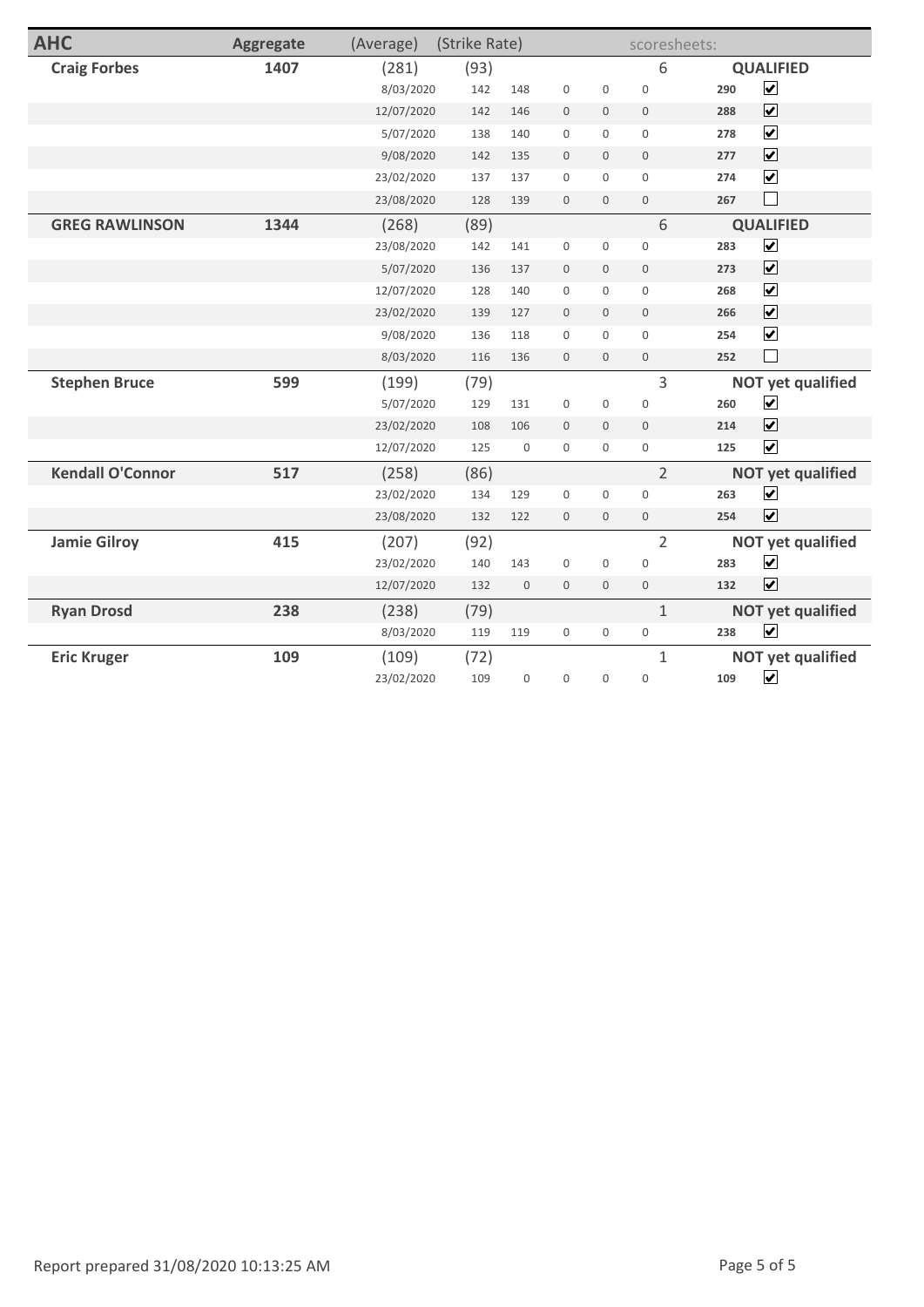| AHC | Aggregate | (Average) | (Strike Rate) | | | | | scoresheets: | | |
|---|---|---|---|---|---|---|---|---|---|---|
| **Craig Forbes** | **1407** | (281) | (93) | | | | | 6 | | **QUALIFIED** |
| | | 8/03/2020 | 142 | 148 | 0 | 0 | 0 | | 290 | ☑ |
| | | 12/07/2020 | 142 | 146 | 0 | 0 | 0 | | 288 | ☑ |
| | | 5/07/2020 | 138 | 140 | 0 | 0 | 0 | | 278 | ☑ |
| | | 9/08/2020 | 142 | 135 | 0 | 0 | 0 | | 277 | ☑ |
| | | 23/02/2020 | 137 | 137 | 0 | 0 | 0 | | 274 | ☑ |
| | | 23/08/2020 | 128 | 139 | 0 | 0 | 0 | | 267 | ☐ |
| **GREG RAWLINSON** | **1344** | (268) | (89) | | | | | 6 | | **QUALIFIED** |
| | | 23/08/2020 | 142 | 141 | 0 | 0 | 0 | | 283 | ☑ |
| | | 5/07/2020 | 136 | 137 | 0 | 0 | 0 | | 273 | ☑ |
| | | 12/07/2020 | 128 | 140 | 0 | 0 | 0 | | 268 | ☑ |
| | | 23/02/2020 | 139 | 127 | 0 | 0 | 0 | | 266 | ☑ |
| | | 9/08/2020 | 136 | 118 | 0 | 0 | 0 | | 254 | ☑ |
| | | 8/03/2020 | 116 | 136 | 0 | 0 | 0 | | 252 | ☐ |
| **Stephen Bruce** | **599** | (199) | (79) | | | | | 3 | | **NOT yet qualified** |
| | | 5/07/2020 | 129 | 131 | 0 | 0 | 0 | | 260 | ☑ |
| | | 23/02/2020 | 108 | 106 | 0 | 0 | 0 | | 214 | ☑ |
| | | 12/07/2020 | 125 | 0 | 0 | 0 | 0 | | 125 | ☑ |
| **Kendall O'Connor** | **517** | (258) | (86) | | | | | 2 | | **NOT yet qualified** |
| | | 23/02/2020 | 134 | 129 | 0 | 0 | 0 | | 263 | ☑ |
| | | 23/08/2020 | 132 | 122 | 0 | 0 | 0 | | 254 | ☑ |
| **Jamie Gilroy** | **415** | (207) | (92) | | | | | 2 | | **NOT yet qualified** |
| | | 23/02/2020 | 140 | 143 | 0 | 0 | 0 | | 283 | ☑ |
| | | 12/07/2020 | 132 | 0 | 0 | 0 | 0 | | 132 | ☑ |
| **Ryan Drosd** | **238** | (238) | (79) | | | | | 1 | | **NOT yet qualified** |
| | | 8/03/2020 | 119 | 119 | 0 | 0 | 0 | | 238 | ☑ |
| **Eric Kruger** | **109** | (109) | (72) | | | | | 1 | | **NOT yet qualified** |
| | | 23/02/2020 | 109 | 0 | 0 | 0 | 0 | | 109 | ☑ |

Report prepared 31/08/2020 10:13:25 AM